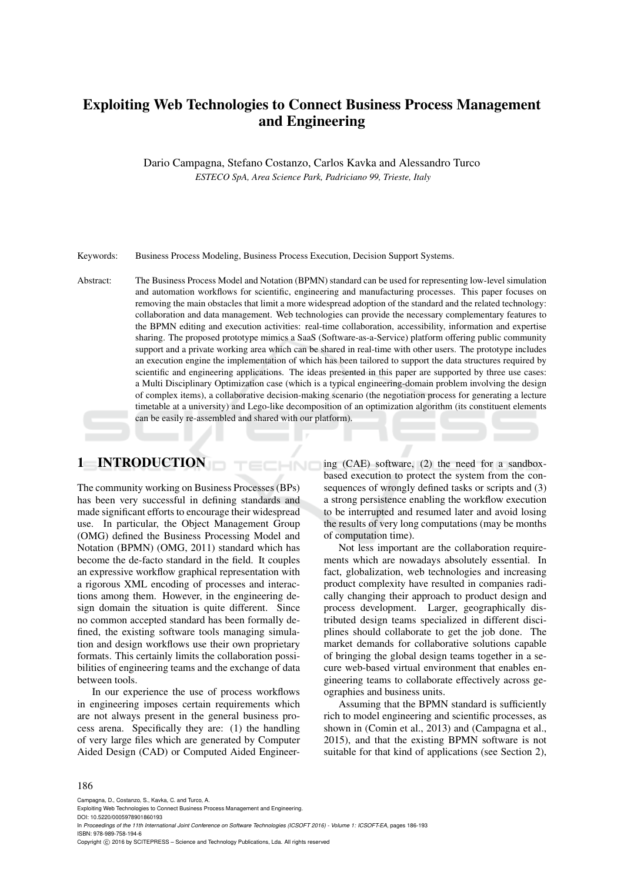# Exploiting Web Technologies to Connect Business Process Management and Engineering

Dario Campagna, Stefano Costanzo, Carlos Kavka and Alessandro Turco

*ESTECO SpA, Area Science Park, Padriciano 99, Trieste, Italy*

Keywords: Business Process Modeling, Business Process Execution, Decision Support Systems.

Abstract: The Business Process Model and Notation (BPMN) standard can be used for representing low-level simulation and automation workflows for scientific, engineering and manufacturing processes. This paper focuses on removing the main obstacles that limit a more widespread adoption of the standard and the related technology: collaboration and data management. Web technologies can provide the necessary complementary features to the BPMN editing and execution activities: real-time collaboration, accessibility, information and expertise sharing. The proposed prototype mimics a SaaS (Software-as-a-Service) platform offering public community support and a private working area which can be shared in real-time with other users. The prototype includes an execution engine the implementation of which has been tailored to support the data structures required by scientific and engineering applications. The ideas presented in this paper are supported by three use cases: a Multi Disciplinary Optimization case (which is a typical engineering-domain problem involving the design of complex items), a collaborative decision-making scenario (the negotiation process for generating a lecture timetable at a university) and Lego-like decomposition of an optimization algorithm (its constituent elements can be easily re-assembled and shared with our platform).

## 1 INTRODUCTION

The community working on Business Processes (BPs) has been very successful in defining standards and made significant efforts to encourage their widespread use. In particular, the Object Management Group (OMG) defined the Business Processing Model and Notation (BPMN) (OMG, 2011) standard which has become the de-facto standard in the field. It couples an expressive workflow graphical representation with a rigorous XML encoding of processes and interactions among them. However, in the engineering design domain the situation is quite different. Since no common accepted standard has been formally defined, the existing software tools managing simulation and design workflows use their own proprietary formats. This certainly limits the collaboration possibilities of engineering teams and the exchange of data between tools.

In our experience the use of process workflows in engineering imposes certain requirements which are not always present in the general business process arena. Specifically they are: (1) the handling of very large files which are generated by Computer Aided Design (CAD) or Computed Aided Engineering (CAE) software, (2) the need for a sandbox-based execution to protect the system from the consequences of wrongly defined tasks or scripts and (3) a strong persistence enabling the workflow execution to be interrupted and resumed later and avoid losing the results of very long computations (may be months of computation time).

Not less important are the collaboration requirements which are nowadays absolutely essential. In fact, globalization, web technologies and increasing product complexity have resulted in companies radically changing their approach to product design and process development. Larger, geographically distributed design teams specialized in different disciplines should collaborate to get the job done. The market demands for collaborative solutions capable of bringing the global design teams together in a secure web-based virtual environment that enables engineering teams to collaborate effectively across geographies and business units.

Assuming that the BPMN standard is sufficiently rich to model engineering and scientific processes, as shown in (Comin et al., 2013) and (Campagna et al., 2015), and that the existing BPMN software is not suitable for that kind of applications (see Section 2),

Campagna, D., Costanzo, S., Kavka, C. and Turco, A.
Exploiting Web Technologies to Connect Business Process Management and Engineering.
DOI: 10.5220/0005978901860193
In *Proceedings of the 11th International Joint Conference on Software Technologies (ICSOFT 2016) - Volume 1: ICSOFT-EA*, pages 186-193
ISBN: 978-989-758-194-6
Copyright © 2016 by SCITEPRESS – Science and Technology Publications, Lda. All rights reserved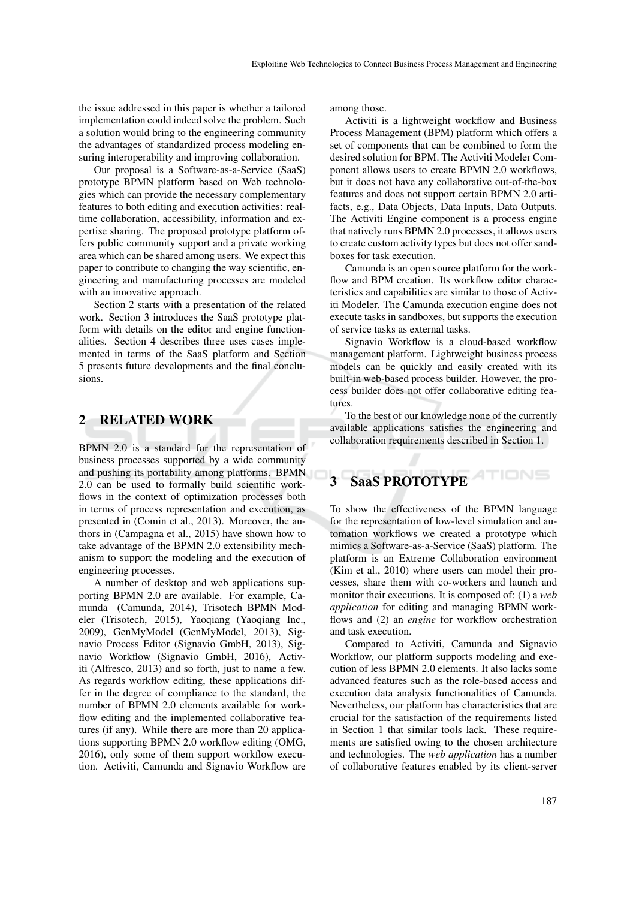the issue addressed in this paper is whether a tailored implementation could indeed solve the problem. Such a solution would bring to the engineering community the advantages of standardized process modeling ensuring interoperability and improving collaboration.

Our proposal is a Software-as-a-Service (SaaS) prototype BPMN platform based on Web technologies which can provide the necessary complementary features to both editing and execution activities: real-time collaboration, accessibility, information and expertise sharing. The proposed prototype platform offers public community support and a private working area which can be shared among users. We expect this paper to contribute to changing the way scientific, engineering and manufacturing processes are modeled with an innovative approach.

Section 2 starts with a presentation of the related work. Section 3 introduces the SaaS prototype platform with details on the editor and engine functionalities. Section 4 describes three uses cases implemented in terms of the SaaS platform and Section 5 presents future developments and the final conclusions.

## 2 RELATED WORK

BPMN 2.0 is a standard for the representation of business processes supported by a wide community and pushing its portability among platforms. BPMN 2.0 can be used to formally build scientific workflows in the context of optimization processes both in terms of process representation and execution, as presented in (Comin et al., 2013). Moreover, the authors in (Campagna et al., 2015) have shown how to take advantage of the BPMN 2.0 extensibility mechanism to support the modeling and the execution of engineering processes.

A number of desktop and web applications supporting BPMN 2.0 are available. For example, Camunda (Camunda, 2014), Trisotech BPMN Modeler (Trisotech, 2015), Yaoqiang (Yaoqiang Inc., 2009), GenMyModel (GenMyModel, 2013), Signavio Process Editor (Signavio GmbH, 2013), Signavio Workflow (Signavio GmbH, 2016), Activiti (Alfresco, 2013) and so forth, just to name a few. As regards workflow editing, these applications differ in the degree of compliance to the standard, the number of BPMN 2.0 elements available for workflow editing and the implemented collaborative features (if any). While there are more than 20 applications supporting BPMN 2.0 workflow editing (OMG, 2016), only some of them support workflow execution. Activiti, Camunda and Signavio Workflow are among those.

Activiti is a lightweight workflow and Business Process Management (BPM) platform which offers a set of components that can be combined to form the desired solution for BPM. The Activiti Modeler Component allows users to create BPMN 2.0 workflows, but it does not have any collaborative out-of-the-box features and does not support certain BPMN 2.0 artifacts, e.g., Data Objects, Data Inputs, Data Outputs. The Activiti Engine component is a process engine that natively runs BPMN 2.0 processes, it allows users to create custom activity types but does not offer sandboxes for task execution.

Camunda is an open source platform for the workflow and BPM creation. Its workflow editor characteristics and capabilities are similar to those of Activiti Modeler. The Camunda execution engine does not execute tasks in sandboxes, but supports the execution of service tasks as external tasks.

Signavio Workflow is a cloud-based workflow management platform. Lightweight business process models can be quickly and easily created with its built-in web-based process builder. However, the process builder does not offer collaborative editing features.

To the best of our knowledge none of the currently available applications satisfies the engineering and collaboration requirements described in Section 1.

## 3 SaaS PROTOTYPE

To show the effectiveness of the BPMN language for the representation of low-level simulation and automation workflows we created a prototype which mimics a Software-as-a-Service (SaaS) platform. The platform is an Extreme Collaboration environment (Kim et al., 2010) where users can model their processes, share them with co-workers and launch and monitor their executions. It is composed of: (1) a *web application* for editing and managing BPMN workflows and (2) an *engine* for workflow orchestration and task execution.

Compared to Activiti, Camunda and Signavio Workflow, our platform supports modeling and execution of less BPMN 2.0 elements. It also lacks some advanced features such as the role-based access and execution data analysis functionalities of Camunda. Nevertheless, our platform has characteristics that are crucial for the satisfaction of the requirements listed in Section 1 that similar tools lack. These requirements are satisfied owing to the chosen architecture and technologies. The *web application* has a number of collaborative features enabled by its client-server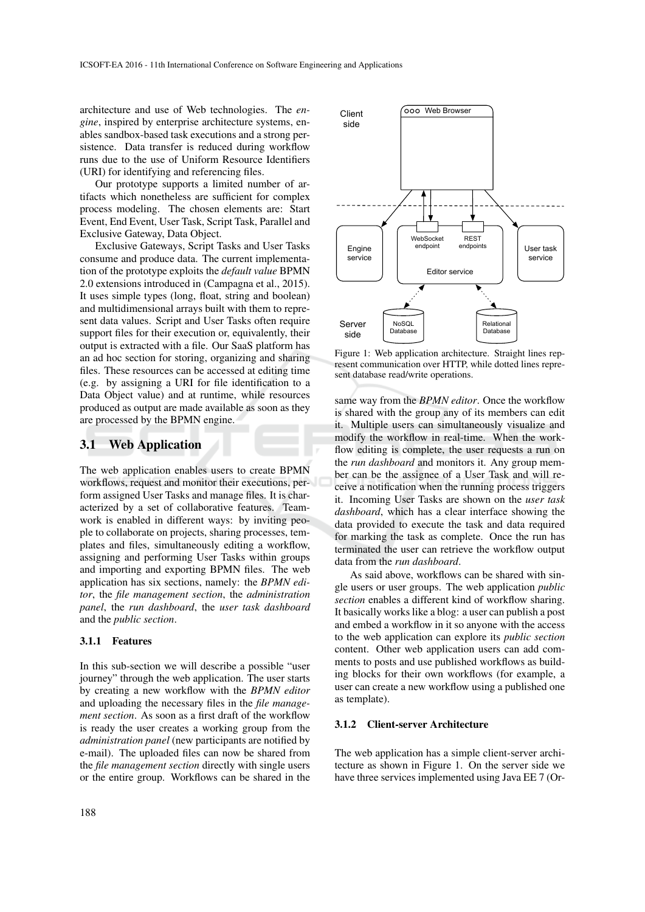architecture and use of Web technologies. The *engine*, inspired by enterprise architecture systems, enables sandbox-based task executions and a strong persistence. Data transfer is reduced during workflow runs due to the use of Uniform Resource Identifiers (URI) for identifying and referencing files.

Our prototype supports a limited number of artifacts which nonetheless are sufficient for complex process modeling. The chosen elements are: Start Event, End Event, User Task, Script Task, Parallel and Exclusive Gateway, Data Object.

Exclusive Gateways, Script Tasks and User Tasks consume and produce data. The current implementation of the prototype exploits the *default value* BPMN 2.0 extensions introduced in (Campagna et al., 2015). It uses simple types (long, float, string and boolean) and multidimensional arrays built with them to represent data values. Script and User Tasks often require support files for their execution or, equivalently, their output is extracted with a file. Our SaaS platform has an ad hoc section for storing, organizing and sharing files. These resources can be accessed at editing time (e.g. by assigning a URI for file identification to a Data Object value) and at runtime, while resources produced as output are made available as soon as they are processed by the BPMN engine.

## 3.1 Web Application

The web application enables users to create BPMN workflows, request and monitor their executions, perform assigned User Tasks and manage files. It is characterized by a set of collaborative features. Teamwork is enabled in different ways: by inviting people to collaborate on projects, sharing processes, templates and files, simultaneously editing a workflow, assigning and performing User Tasks within groups and importing and exporting BPMN files. The web application has six sections, namely: the *BPMN editor*, the *file management section*, the *administration panel*, the *run dashboard*, the *user task dashboard* and the *public section*.

### 3.1.1 Features

In this sub-section we will describe a possible "user journey" through the web application. The user starts by creating a new workflow with the *BPMN editor* and uploading the necessary files in the *file management section*. As soon as a first draft of the workflow is ready the user creates a working group from the *administration panel* (new participants are notified by e-mail). The uploaded files can now be shared from the *file management section* directly with single users or the entire group. Workflows can be shared in the same way from the *BPMN editor*. Once the workflow is shared with the group any of its members can edit it. Multiple users can simultaneously visualize and modify the workflow in real-time. When the workflow editing is complete, the user requests a run on the *run dashboard* and monitors it. Any group member can be the assignee of a User Task and will receive a notification when the running process triggers it. Incoming User Tasks are shown on the *user task dashboard*, which has a clear interface showing the data provided to execute the task and data required for marking the task as complete. Once the run has terminated the user can retrieve the workflow output data from the *run dashboard*.

As said above, workflows can be shared with single users or user groups. The web application *public section* enables a different kind of workflow sharing. It basically works like a blog: a user can publish a post and embed a workflow in it so anyone with the access to the web application can explore its *public section* content. Other web application users can add comments to posts and use published workflows as building blocks for their own workflows (for example, a user can create a new workflow using a published one as template).

Figure 1: Web application architecture. Straight lines represent communication over HTTP, while dotted lines represent database read/write operations.

### 3.1.2 Client-server Architecture

The web application has a simple client-server architecture as shown in Figure 1. On the server side we have three services implemented using Java EE 7 (Or-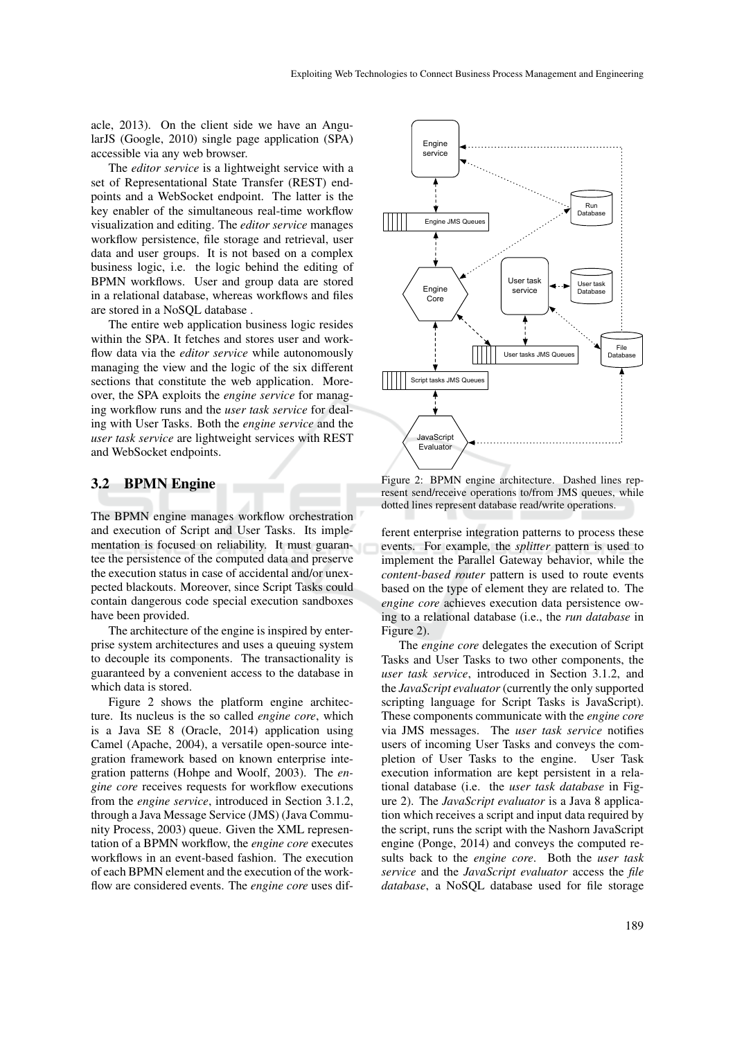acle, 2013). On the client side we have an AngularJS (Google, 2010) single page application (SPA) accessible via any web browser.

The *editor service* is a lightweight service with a set of Representational State Transfer (REST) endpoints and a WebSocket endpoint. The latter is the key enabler of the simultaneous real-time workflow visualization and editing. The *editor service* manages workflow persistence, file storage and retrieval, user data and user groups. It is not based on a complex business logic, i.e. the logic behind the editing of BPMN workflows. User and group data are stored in a relational database, whereas workflows and files are stored in a NoSQL database .

The entire web application business logic resides within the SPA. It fetches and stores user and workflow data via the *editor service* while autonomously managing the view and the logic of the six different sections that constitute the web application. Moreover, the SPA exploits the *engine service* for managing workflow runs and the *user task service* for dealing with User Tasks. Both the *engine service* and the *user task service* are lightweight services with REST and WebSocket endpoints.

## 3.2 BPMN Engine

The BPMN engine manages workflow orchestration and execution of Script and User Tasks. Its implementation is focused on reliability. It must guarantee the persistence of the computed data and preserve the execution status in case of accidental and/or unexpected blackouts. Moreover, since Script Tasks could contain dangerous code special execution sandboxes have been provided.

The architecture of the engine is inspired by enterprise system architectures and uses a queuing system to decouple its components. The transactionality is guaranteed by a convenient access to the database in which data is stored.

Figure 2 shows the platform engine architecture. Its nucleus is the so called *engine core*, which is a Java SE 8 (Oracle, 2014) application using Camel (Apache, 2004), a versatile open-source integration framework based on known enterprise integration patterns (Hohpe and Woolf, 2003). The *engine core* receives requests for workflow executions from the *engine service*, introduced in Section 3.1.2, through a Java Message Service (JMS) (Java Community Process, 2003) queue. Given the XML representation of a BPMN workflow, the *engine core* executes workflows in an event-based fashion. The execution of each BPMN element and the execution of the workflow are considered events. The *engine core* uses different enterprise integration patterns to process these events. For example, the *splitter* pattern is used to implement the Parallel Gateway behavior, while the *content-based router* pattern is used to route events based on the type of element they are related to. The *engine core* achieves execution data persistence owing to a relational database (i.e., the *run database* in Figure 2).

Figure 2: BPMN engine architecture. Dashed lines represent send/receive operations to/from JMS queues, while dotted lines represent database read/write operations.

The *engine core* delegates the execution of Script Tasks and User Tasks to two other components, the *user task service*, introduced in Section 3.1.2, and the *JavaScript evaluator* (currently the only supported scripting language for Script Tasks is JavaScript). These components communicate with the *engine core* via JMS messages. The *user task service* notifies users of incoming User Tasks and conveys the completion of User Tasks to the engine. User Task execution information are kept persistent in a relational database (i.e. the *user task database* in Figure 2). The *JavaScript evaluator* is a Java 8 application which receives a script and input data required by the script, runs the script with the Nashorn JavaScript engine (Ponge, 2014) and conveys the computed results back to the *engine core*. Both the *user task service* and the *JavaScript evaluator* access the *file database*, a NoSQL database used for file storage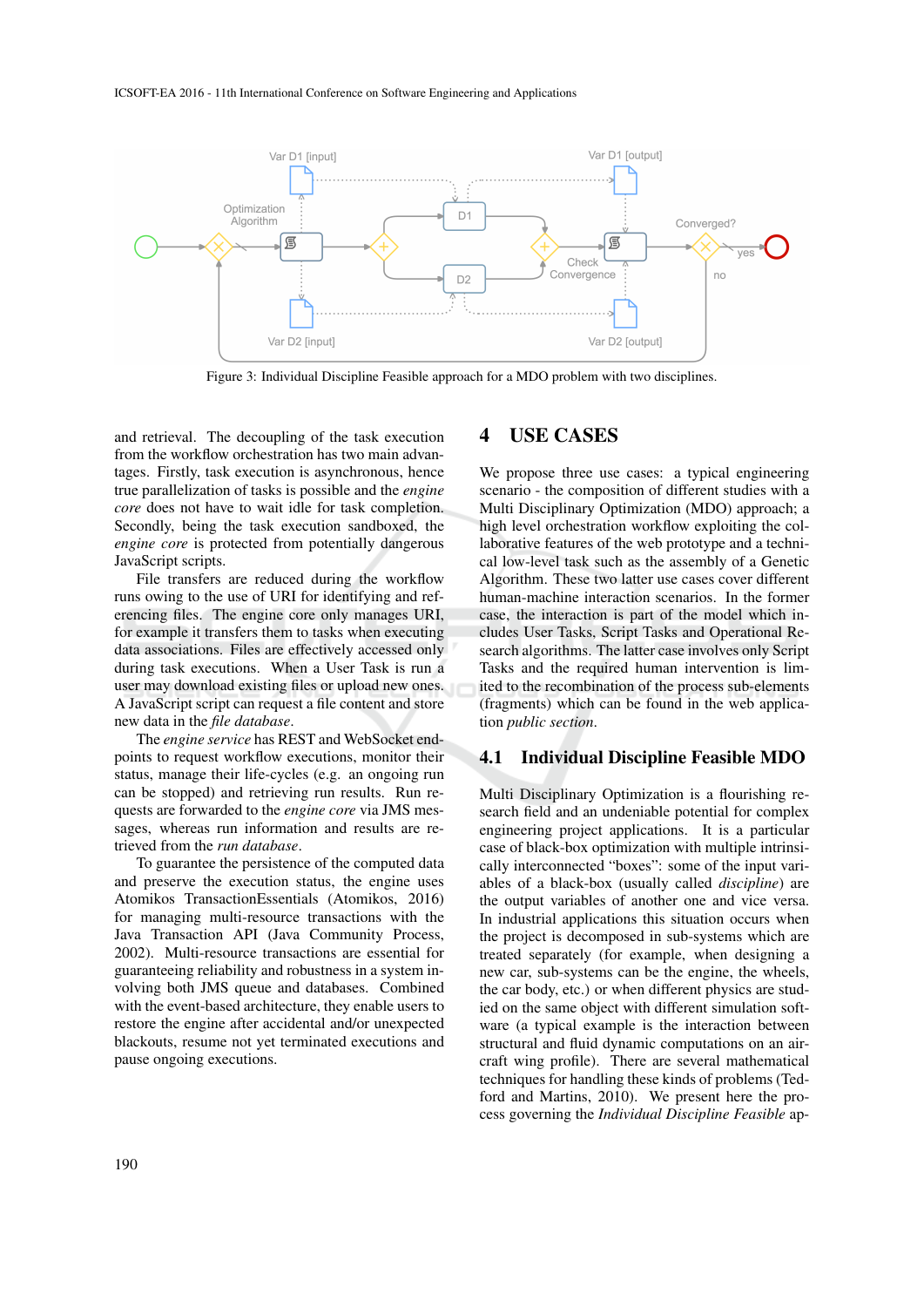Figure 3: Individual Discipline Feasible approach for a MDO problem with two disciplines.

and retrieval. The decoupling of the task execution from the workflow orchestration has two main advantages. Firstly, task execution is asynchronous, hence true parallelization of tasks is possible and the *engine core* does not have to wait idle for task completion. Secondly, being the task execution sandboxed, the *engine core* is protected from potentially dangerous JavaScript scripts.

File transfers are reduced during the workflow runs owing to the use of URI for identifying and referencing files. The engine core only manages URI, for example it transfers them to tasks when executing data associations. Files are effectively accessed only during task executions. When a User Task is run a user may download existing files or upload new ones. A JavaScript script can request a file content and store new data in the *file database*.

The *engine service* has REST and WebSocket endpoints to request workflow executions, monitor their status, manage their life-cycles (e.g. an ongoing run can be stopped) and retrieving run results. Run requests are forwarded to the *engine core* via JMS messages, whereas run information and results are retrieved from the *run database*.

To guarantee the persistence of the computed data and preserve the execution status, the engine uses Atomikos TransactionEssentials (Atomikos, 2016) for managing multi-resource transactions with the Java Transaction API (Java Community Process, 2002). Multi-resource transactions are essential for guaranteeing reliability and robustness in a system involving both JMS queue and databases. Combined with the event-based architecture, they enable users to restore the engine after accidental and/or unexpected blackouts, resume not yet terminated executions and pause ongoing executions.

# 4 USE CASES

We propose three use cases: a typical engineering scenario - the composition of different studies with a Multi Disciplinary Optimization (MDO) approach; a high level orchestration workflow exploiting the collaborative features of the web prototype and a technical low-level task such as the assembly of a Genetic Algorithm. These two latter use cases cover different human-machine interaction scenarios. In the former case, the interaction is part of the model which includes User Tasks, Script Tasks and Operational Research algorithms. The latter case involves only Script Tasks and the required human intervention is limited to the recombination of the process sub-elements (fragments) which can be found in the web application *public section*.

## 4.1 Individual Discipline Feasible MDO

Multi Disciplinary Optimization is a flourishing research field and an undeniable potential for complex engineering project applications. It is a particular case of black-box optimization with multiple intrinsically interconnected "boxes": some of the input variables of a black-box (usually called *discipline*) are the output variables of another one and vice versa. In industrial applications this situation occurs when the project is decomposed in sub-systems which are treated separately (for example, when designing a new car, sub-systems can be the engine, the wheels, the car body, etc.) or when different physics are studied on the same object with different simulation software (a typical example is the interaction between structural and fluid dynamic computations on an aircraft wing profile). There are several mathematical techniques for handling these kinds of problems (Tedford and Martins, 2010). We present here the process governing the *Individual Discipline Feasible* ap-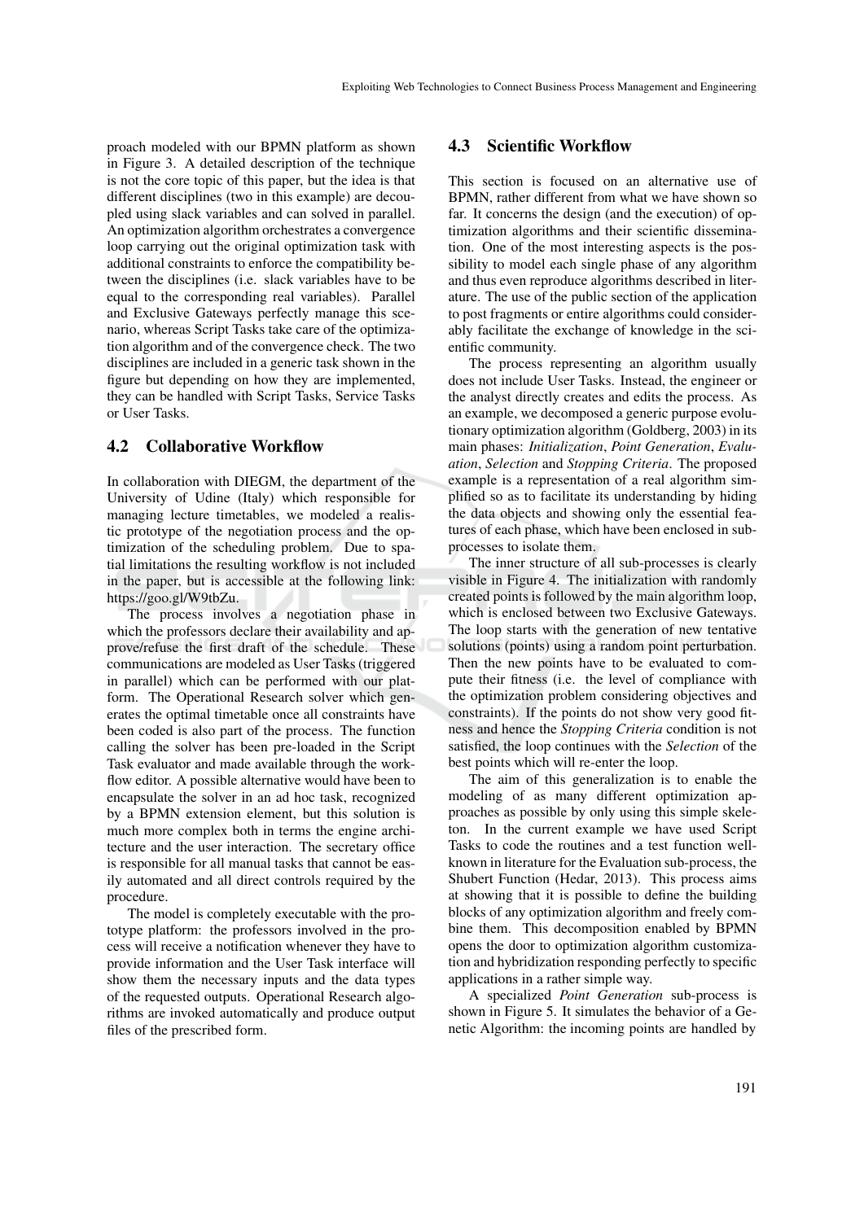proach modeled with our BPMN platform as shown in Figure 3. A detailed description of the technique is not the core topic of this paper, but the idea is that different disciplines (two in this example) are decoupled using slack variables and can solved in parallel. An optimization algorithm orchestrates a convergence loop carrying out the original optimization task with additional constraints to enforce the compatibility between the disciplines (i.e. slack variables have to be equal to the corresponding real variables). Parallel and Exclusive Gateways perfectly manage this scenario, whereas Script Tasks take care of the optimization algorithm and of the convergence check. The two disciplines are included in a generic task shown in the figure but depending on how they are implemented, they can be handled with Script Tasks, Service Tasks or User Tasks.

### 4.2 Collaborative Workflow

In collaboration with DIEGM, the department of the University of Udine (Italy) which responsible for managing lecture timetables, we modeled a realistic prototype of the negotiation process and the optimization of the scheduling problem. Due to spatial limitations the resulting workflow is not included in the paper, but is accessible at the following link: https://goo.gl/W9tbZu.

The process involves a negotiation phase in which the professors declare their availability and approve/refuse the first draft of the schedule. These communications are modeled as User Tasks (triggered in parallel) which can be performed with our platform. The Operational Research solver which generates the optimal timetable once all constraints have been coded is also part of the process. The function calling the solver has been pre-loaded in the Script Task evaluator and made available through the workflow editor. A possible alternative would have been to encapsulate the solver in an ad hoc task, recognized by a BPMN extension element, but this solution is much more complex both in terms the engine architecture and the user interaction. The secretary office is responsible for all manual tasks that cannot be easily automated and all direct controls required by the procedure.

The model is completely executable with the prototype platform: the professors involved in the process will receive a notification whenever they have to provide information and the User Task interface will show them the necessary inputs and the data types of the requested outputs. Operational Research algorithms are invoked automatically and produce output files of the prescribed form.

### 4.3 Scientific Workflow

This section is focused on an alternative use of BPMN, rather different from what we have shown so far. It concerns the design (and the execution) of optimization algorithms and their scientific dissemination. One of the most interesting aspects is the possibility to model each single phase of any algorithm and thus even reproduce algorithms described in literature. The use of the public section of the application to post fragments or entire algorithms could considerably facilitate the exchange of knowledge in the scientific community.

The process representing an algorithm usually does not include User Tasks. Instead, the engineer or the analyst directly creates and edits the process. As an example, we decomposed a generic purpose evolutionary optimization algorithm (Goldberg, 2003) in its main phases: *Initialization*, *Point Generation*, *Evaluation*, *Selection* and *Stopping Criteria*. The proposed example is a representation of a real algorithm simplified so as to facilitate its understanding by hiding the data objects and showing only the essential features of each phase, which have been enclosed in subprocesses to isolate them.

The inner structure of all sub-processes is clearly visible in Figure 4. The initialization with randomly created points is followed by the main algorithm loop, which is enclosed between two Exclusive Gateways. The loop starts with the generation of new tentative solutions (points) using a random point perturbation. Then the new points have to be evaluated to compute their fitness (i.e. the level of compliance with the optimization problem considering objectives and constraints). If the points do not show very good fitness and hence the *Stopping Criteria* condition is not satisfied, the loop continues with the *Selection* of the best points which will re-enter the loop.

The aim of this generalization is to enable the modeling of as many different optimization approaches as possible by only using this simple skeleton. In the current example we have used Script Tasks to code the routines and a test function well-known in literature for the Evaluation sub-process, the Shubert Function (Hedar, 2013). This process aims at showing that it is possible to define the building blocks of any optimization algorithm and freely combine them. This decomposition enabled by BPMN opens the door to optimization algorithm customization and hybridization responding perfectly to specific applications in a rather simple way.

A specialized *Point Generation* sub-process is shown in Figure 5. It simulates the behavior of a Genetic Algorithm: the incoming points are handled by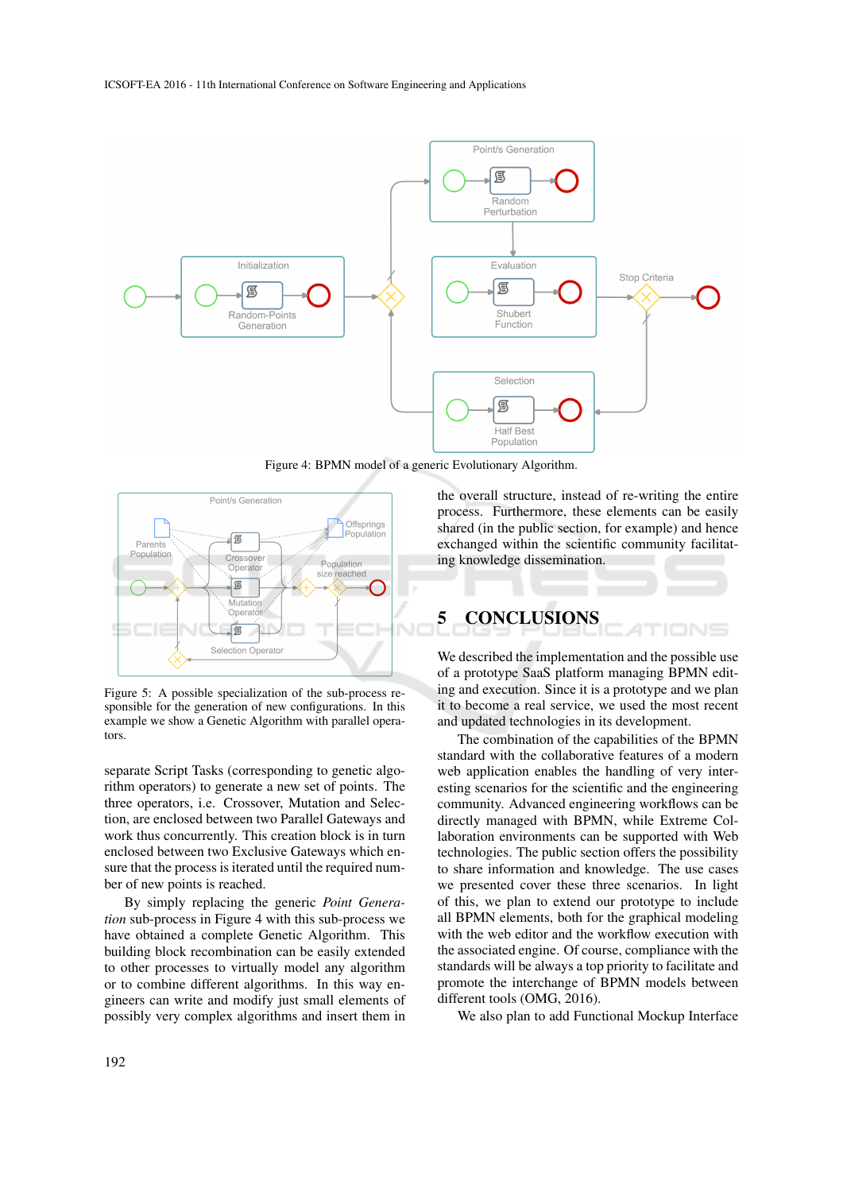Figure 4: BPMN model of a generic Evolutionary Algorithm.

Figure 5: A possible specialization of the sub-process responsible for the generation of new configurations. In this example we show a Genetic Algorithm with parallel operators.

separate Script Tasks (corresponding to genetic algorithm operators) to generate a new set of points. The three operators, i.e. Crossover, Mutation and Selection, are enclosed between two Parallel Gateways and work thus concurrently. This creation block is in turn enclosed between two Exclusive Gateways which ensure that the process is iterated until the required number of new points is reached.

By simply replacing the generic *Point Generation* sub-process in Figure 4 with this sub-process we have obtained a complete Genetic Algorithm. This building block recombination can be easily extended to other processes to virtually model any algorithm or to combine different algorithms. In this way engineers can write and modify just small elements of possibly very complex algorithms and insert them in the overall structure, instead of re-writing the entire process. Furthermore, these elements can be easily shared (in the public section, for example) and hence exchanged within the scientific community facilitating knowledge dissemination.

## 5 CONCLUSIONS

We described the implementation and the possible use of a prototype SaaS platform managing BPMN editing and execution. Since it is a prototype and we plan it to become a real service, we used the most recent and updated technologies in its development.

The combination of the capabilities of the BPMN standard with the collaborative features of a modern web application enables the handling of very interesting scenarios for the scientific and the engineering community. Advanced engineering workflows can be directly managed with BPMN, while Extreme Collaboration environments can be supported with Web technologies. The public section offers the possibility to share information and knowledge. The use cases we presented cover these three scenarios. In light of this, we plan to extend our prototype to include all BPMN elements, both for the graphical modeling with the web editor and the workflow execution with the associated engine. Of course, compliance with the standards will be always a top priority to facilitate and promote the interchange of BPMN models between different tools (OMG, 2016).

We also plan to add Functional Mockup Interface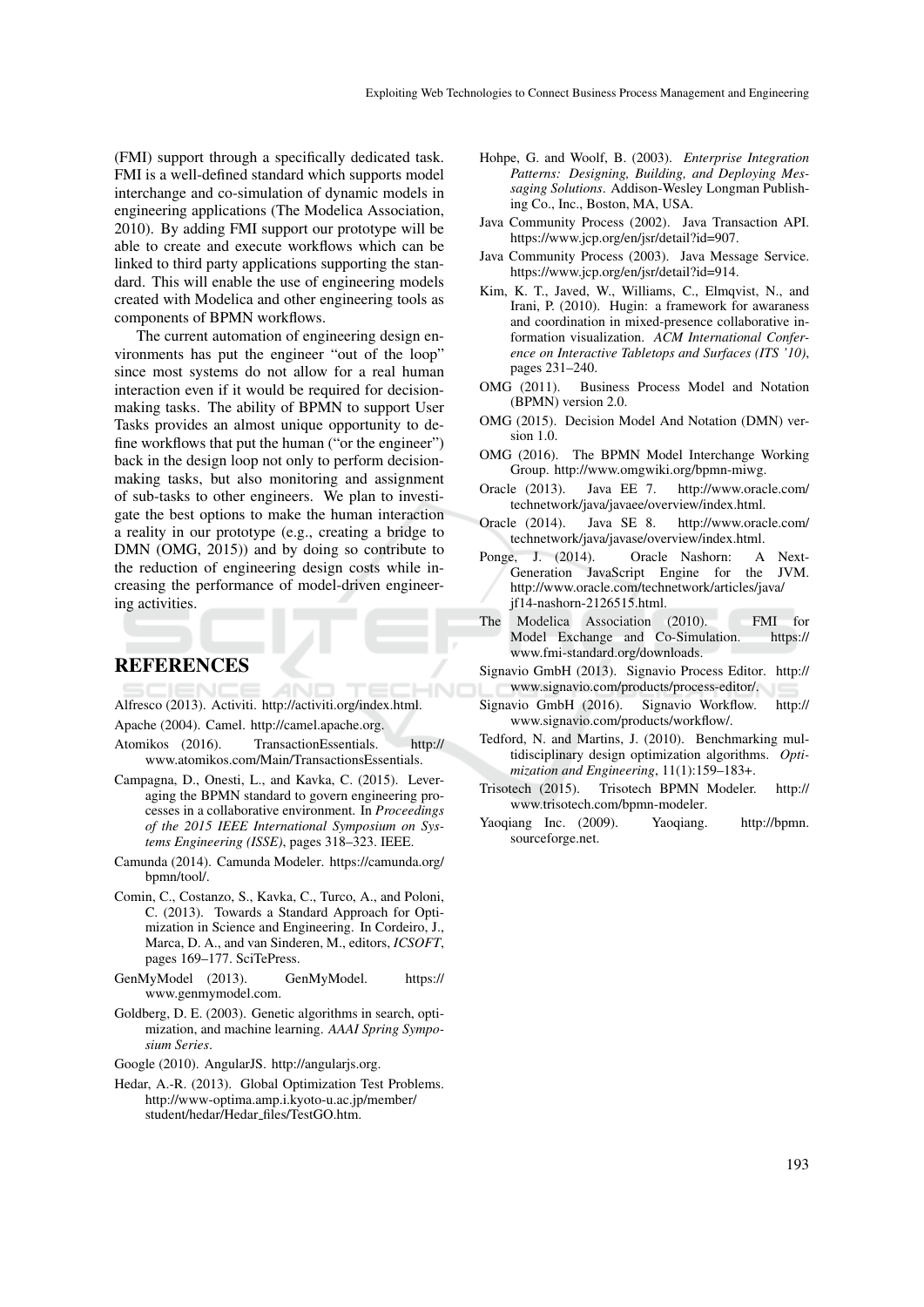(FMI) support through a specifically dedicated task. FMI is a well-defined standard which supports model interchange and co-simulation of dynamic models in engineering applications (The Modelica Association, 2010). By adding FMI support our prototype will be able to create and execute workflows which can be linked to third party applications supporting the standard. This will enable the use of engineering models created with Modelica and other engineering tools as components of BPMN workflows.

The current automation of engineering design environments has put the engineer "out of the loop" since most systems do not allow for a real human interaction even if it would be required for decision-making tasks. The ability of BPMN to support User Tasks provides an almost unique opportunity to define workflows that put the human ("or the engineer") back in the design loop not only to perform decision-making tasks, but also monitoring and assignment of sub-tasks to other engineers. We plan to investigate the best options to make the human interaction a reality in our prototype (e.g., creating a bridge to DMN (OMG, 2015)) and by doing so contribute to the reduction of engineering design costs while increasing the performance of model-driven engineering activities.

## REFERENCES

Alfresco (2013). Activiti. http://activiti.org/index.html.

Apache (2004). Camel. http://camel.apache.org.

Atomikos (2016). TransactionEssentials. http://www.atomikos.com/Main/TransactionsEssentials.

Campagna, D., Onesti, L., and Kavka, C. (2015). Leveraging the BPMN standard to govern engineering processes in a collaborative environment. In *Proceedings of the 2015 IEEE International Symposium on Systems Engineering (ISSE)*, pages 318–323. IEEE.

Camunda (2014). Camunda Modeler. https://camunda.org/bpmn/tool/.

Comin, C., Costanzo, S., Kavka, C., Turco, A., and Poloni, C. (2013). Towards a Standard Approach for Optimization in Science and Engineering. In Cordeiro, J., Marca, D. A., and van Sinderen, M., editors, *ICSOFT*, pages 169–177. SciTePress.

GenMyModel (2013). GenMyModel. https://www.genmymodel.com.

Goldberg, D. E. (2003). Genetic algorithms in search, optimization, and machine learning. *AAAI Spring Symposium Series*.

Google (2010). AngularJS. http://angularjs.org.

Hedar, A.-R. (2013). Global Optimization Test Problems. http://www-optima.amp.i.kyoto-u.ac.jp/member/student/hedar/Hedar_files/TestGO.htm.

Hohpe, G. and Woolf, B. (2003). *Enterprise Integration Patterns: Designing, Building, and Deploying Messaging Solutions*. Addison-Wesley Longman Publishing Co., Inc., Boston, MA, USA.

Java Community Process (2002). Java Transaction API. https://www.jcp.org/en/jsr/detail?id=907.

Java Community Process (2003). Java Message Service. https://www.jcp.org/en/jsr/detail?id=914.

Kim, K. T., Javed, W., Williams, C., Elmqvist, N., and Irani, P. (2010). Hugin: a framework for awaraness and coordination in mixed-presence collaborative information visualization. *ACM International Conference on Interactive Tabletops and Surfaces (ITS '10)*, pages 231–240.

OMG (2011). Business Process Model and Notation (BPMN) version 2.0.

OMG (2015). Decision Model And Notation (DMN) version 1.0.

OMG (2016). The BPMN Model Interchange Working Group. http://www.omgwiki.org/bpmn-miwg.

Oracle (2013). Java EE 7. http://www.oracle.com/technetwork/java/javaee/overview/index.html.

Oracle (2014). Java SE 8. http://www.oracle.com/technetwork/java/javase/overview/index.html.

Ponge, J. (2014). Oracle Nashorn: A Next-Generation JavaScript Engine for the JVM. http://www.oracle.com/technetwork/articles/java/jf14-nashorn-2126515.html.

The Modelica Association (2010). FMI for Model Exchange and Co-Simulation. https://www.fmi-standard.org/downloads.

Signavio GmbH (2013). Signavio Process Editor. http://www.signavio.com/products/process-editor/.

Signavio GmbH (2016). Signavio Workflow. http://www.signavio.com/products/workflow/.

Tedford, N. and Martins, J. (2010). Benchmarking multidisciplinary design optimization algorithms. *Optimization and Engineering*, 11(1):159–183+.

Trisotech (2015). Trisotech BPMN Modeler. http://www.trisotech.com/bpmn-modeler.

Yaoqiang Inc. (2009). Yaoqiang. http://bpmn.sourceforge.net.